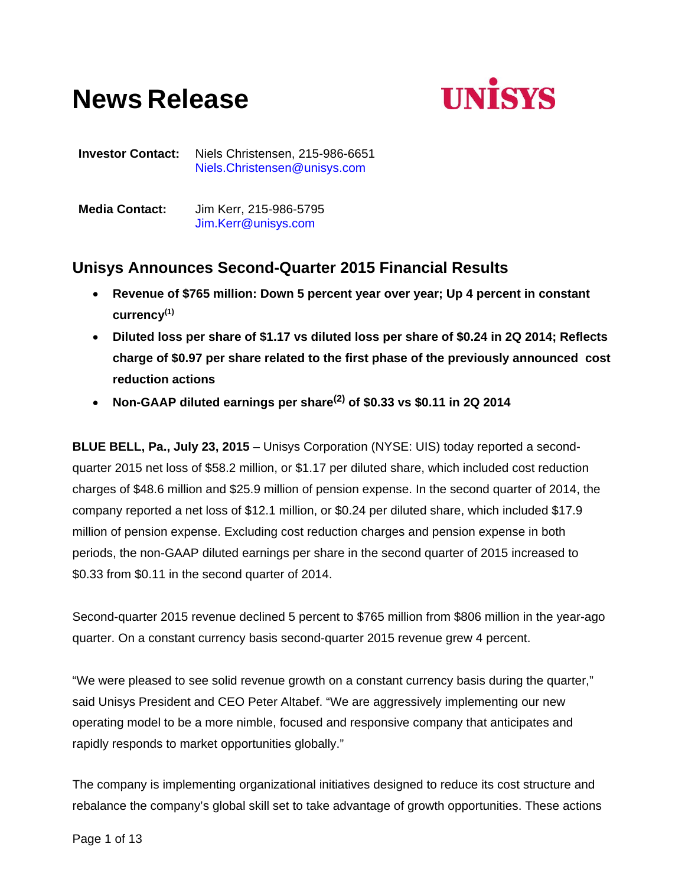# News Release

UNISYS

**Investor Contact:** Niels Christensen, 215-986-6651
Niels.Christensen@unisys.com

**Media Contact:** Jim Kerr, 215-986-5795
Jim.Kerr@unisys.com

## Unisys Announces Second-Quarter 2015 Financial Results

- **Revenue of $765 million: Down 5 percent year over year; Up 4 percent in constant currency[(1)]**
- **Diluted loss per share of $1.17 vs diluted loss per share of $0.24 in 2Q 2014; Reflects charge of $0.97 per share related to the first phase of the previously announced cost reduction actions**
- **Non-GAAP diluted earnings per share[(2)] of $0.33 vs $0.11 in 2Q 2014**

**BLUE BELL, Pa., July 23, 2015** – Unisys Corporation (NYSE: UIS) today reported a second-quarter 2015 net loss of $58.2 million, or $1.17 per diluted share, which included cost reduction charges of $48.6 million and $25.9 million of pension expense. In the second quarter of 2014, the company reported a net loss of $12.1 million, or $0.24 per diluted share, which included $17.9 million of pension expense. Excluding cost reduction charges and pension expense in both periods, the non-GAAP diluted earnings per share in the second quarter of 2015 increased to $0.33 from $0.11 in the second quarter of 2014.

Second-quarter 2015 revenue declined 5 percent to $765 million from $806 million in the year-ago quarter. On a constant currency basis second-quarter 2015 revenue grew 4 percent.

"We were pleased to see solid revenue growth on a constant currency basis during the quarter," said Unisys President and CEO Peter Altabef. "We are aggressively implementing our new operating model to be a more nimble, focused and responsive company that anticipates and rapidly responds to market opportunities globally."

The company is implementing organizational initiatives designed to reduce its cost structure and rebalance the company's global skill set to take advantage of growth opportunities. These actions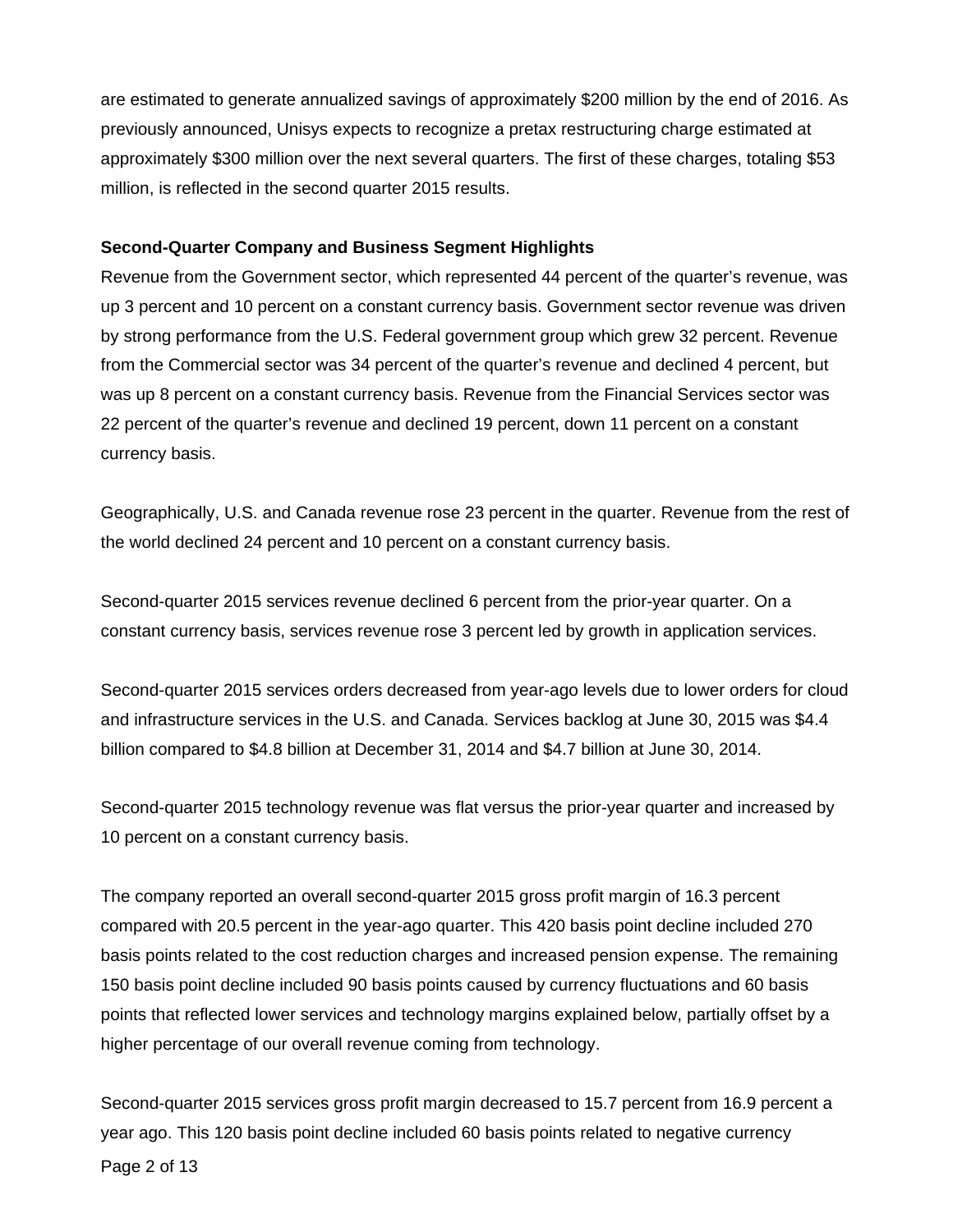are estimated to generate annualized savings of approximately $200 million by the end of 2016. As previously announced, Unisys expects to recognize a pretax restructuring charge estimated at approximately $300 million over the next several quarters. The first of these charges, totaling $53 million, is reflected in the second quarter 2015 results.

**Second-Quarter Company and Business Segment Highlights**

Revenue from the Government sector, which represented 44 percent of the quarter's revenue, was up 3 percent and 10 percent on a constant currency basis. Government sector revenue was driven by strong performance from the U.S. Federal government group which grew 32 percent. Revenue from the Commercial sector was 34 percent of the quarter's revenue and declined 4 percent, but was up 8 percent on a constant currency basis. Revenue from the Financial Services sector was 22 percent of the quarter's revenue and declined 19 percent, down 11 percent on a constant currency basis.

Geographically, U.S. and Canada revenue rose 23 percent in the quarter. Revenue from the rest of the world declined 24 percent and 10 percent on a constant currency basis.

Second-quarter 2015 services revenue declined 6 percent from the prior-year quarter. On a constant currency basis, services revenue rose 3 percent led by growth in application services.

Second-quarter 2015 services orders decreased from year-ago levels due to lower orders for cloud and infrastructure services in the U.S. and Canada. Services backlog at June 30, 2015 was $4.4 billion compared to $4.8 billion at December 31, 2014 and $4.7 billion at June 30, 2014.

Second-quarter 2015 technology revenue was flat versus the prior-year quarter and increased by 10 percent on a constant currency basis.

The company reported an overall second-quarter 2015 gross profit margin of 16.3 percent compared with 20.5 percent in the year-ago quarter. This 420 basis point decline included 270 basis points related to the cost reduction charges and increased pension expense. The remaining 150 basis point decline included 90 basis points caused by currency fluctuations and 60 basis points that reflected lower services and technology margins explained below, partially offset by a higher percentage of our overall revenue coming from technology.

Second-quarter 2015 services gross profit margin decreased to 15.7 percent from 16.9 percent a year ago. This 120 basis point decline included 60 basis points related to negative currency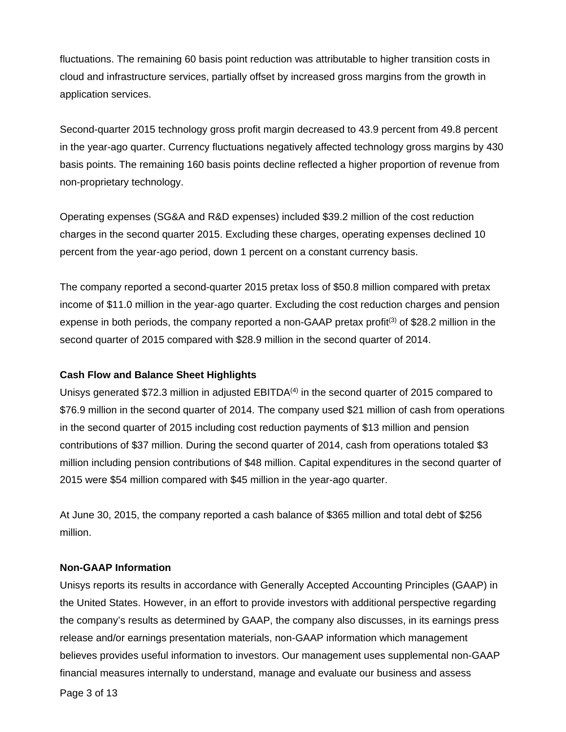fluctuations. The remaining 60 basis point reduction was attributable to higher transition costs in cloud and infrastructure services, partially offset by increased gross margins from the growth in application services.

Second-quarter 2015 technology gross profit margin decreased to 43.9 percent from 49.8 percent in the year-ago quarter. Currency fluctuations negatively affected technology gross margins by 430 basis points. The remaining 160 basis points decline reflected a higher proportion of revenue from non-proprietary technology.

Operating expenses (SG&A and R&D expenses) included $39.2 million of the cost reduction charges in the second quarter 2015. Excluding these charges, operating expenses declined 10 percent from the year-ago period, down 1 percent on a constant currency basis.

The company reported a second-quarter 2015 pretax loss of $50.8 million compared with pretax income of $11.0 million in the year-ago quarter. Excluding the cost reduction charges and pension expense in both periods, the company reported a non-GAAP pretax profit(3) of $28.2 million in the second quarter of 2015 compared with $28.9 million in the second quarter of 2014.

**Cash Flow and Balance Sheet Highlights**

Unisys generated $72.3 million in adjusted EBITDA(4) in the second quarter of 2015 compared to $76.9 million in the second quarter of 2014. The company used $21 million of cash from operations in the second quarter of 2015 including cost reduction payments of $13 million and pension contributions of $37 million. During the second quarter of 2014, cash from operations totaled $3 million including pension contributions of $48 million. Capital expenditures in the second quarter of 2015 were $54 million compared with $45 million in the year-ago quarter.

At June 30, 2015, the company reported a cash balance of $365 million and total debt of $256 million.

**Non-GAAP Information**

Unisys reports its results in accordance with Generally Accepted Accounting Principles (GAAP) in the United States. However, in an effort to provide investors with additional perspective regarding the company's results as determined by GAAP, the company also discusses, in its earnings press release and/or earnings presentation materials, non-GAAP information which management believes provides useful information to investors. Our management uses supplemental non-GAAP financial measures internally to understand, manage and evaluate our business and assess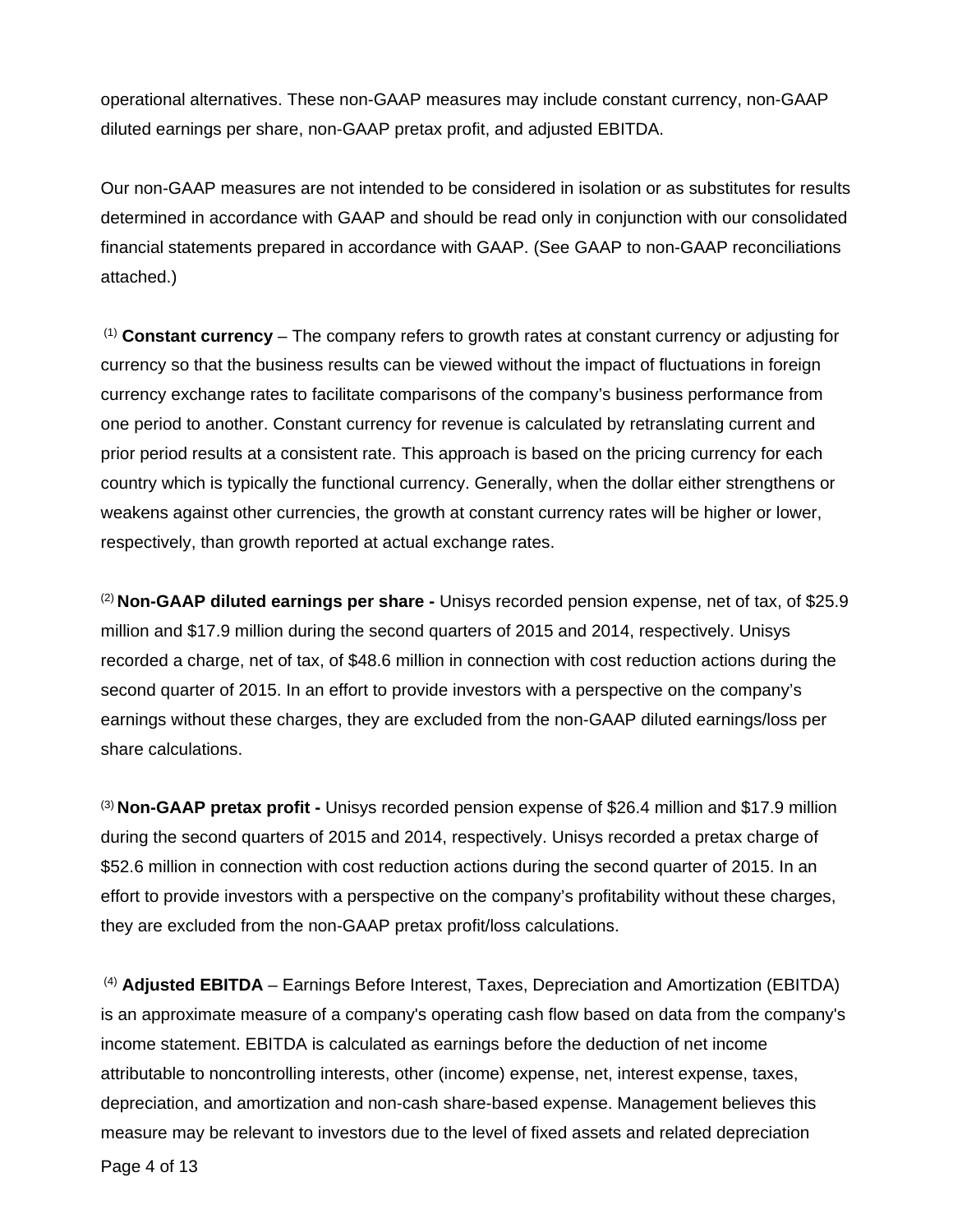operational alternatives. These non-GAAP measures may include constant currency, non-GAAP diluted earnings per share, non-GAAP pretax profit, and adjusted EBITDA.

Our non-GAAP measures are not intended to be considered in isolation or as substitutes for results determined in accordance with GAAP and should be read only in conjunction with our consolidated financial statements prepared in accordance with GAAP. (See GAAP to non-GAAP reconciliations attached.)

(1) **Constant currency** – The company refers to growth rates at constant currency or adjusting for currency so that the business results can be viewed without the impact of fluctuations in foreign currency exchange rates to facilitate comparisons of the company's business performance from one period to another. Constant currency for revenue is calculated by retranslating current and prior period results at a consistent rate. This approach is based on the pricing currency for each country which is typically the functional currency. Generally, when the dollar either strengthens or weakens against other currencies, the growth at constant currency rates will be higher or lower, respectively, than growth reported at actual exchange rates.

(2) **Non-GAAP diluted earnings per share -** Unisys recorded pension expense, net of tax, of $25.9 million and $17.9 million during the second quarters of 2015 and 2014, respectively. Unisys recorded a charge, net of tax, of $48.6 million in connection with cost reduction actions during the second quarter of 2015. In an effort to provide investors with a perspective on the company's earnings without these charges, they are excluded from the non-GAAP diluted earnings/loss per share calculations.

(3) **Non-GAAP pretax profit -** Unisys recorded pension expense of $26.4 million and $17.9 million during the second quarters of 2015 and 2014, respectively. Unisys recorded a pretax charge of $52.6 million in connection with cost reduction actions during the second quarter of 2015. In an effort to provide investors with a perspective on the company's profitability without these charges, they are excluded from the non-GAAP pretax profit/loss calculations.

(4) **Adjusted EBITDA** – Earnings Before Interest, Taxes, Depreciation and Amortization (EBITDA) is an approximate measure of a company's operating cash flow based on data from the company's income statement. EBITDA is calculated as earnings before the deduction of net income attributable to noncontrolling interests, other (income) expense, net, interest expense, taxes, depreciation, and amortization and non-cash share-based expense. Management believes this measure may be relevant to investors due to the level of fixed assets and related depreciation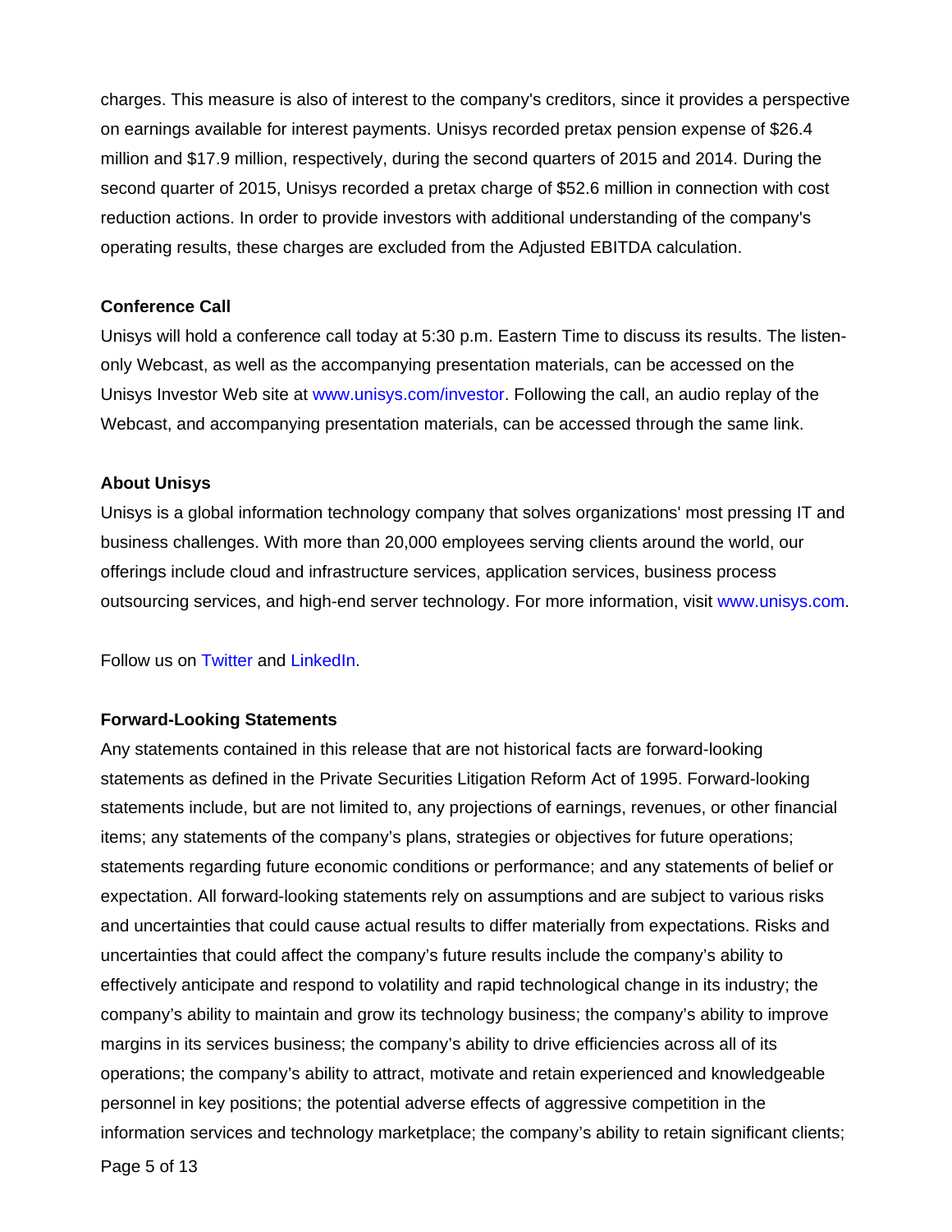charges. This measure is also of interest to the company's creditors, since it provides a perspective on earnings available for interest payments. Unisys recorded pretax pension expense of $26.4 million and $17.9 million, respectively, during the second quarters of 2015 and 2014. During the second quarter of 2015, Unisys recorded a pretax charge of $52.6 million in connection with cost reduction actions. In order to provide investors with additional understanding of the company's operating results, these charges are excluded from the Adjusted EBITDA calculation.

**Conference Call**

Unisys will hold a conference call today at 5:30 p.m. Eastern Time to discuss its results. The listen-only Webcast, as well as the accompanying presentation materials, can be accessed on the Unisys Investor Web site at www.unisys.com/investor. Following the call, an audio replay of the Webcast, and accompanying presentation materials, can be accessed through the same link.

**About Unisys**

Unisys is a global information technology company that solves organizations' most pressing IT and business challenges. With more than 20,000 employees serving clients around the world, our offerings include cloud and infrastructure services, application services, business process outsourcing services, and high-end server technology. For more information, visit www.unisys.com.

Follow us on Twitter and LinkedIn.

**Forward-Looking Statements**

Any statements contained in this release that are not historical facts are forward-looking statements as defined in the Private Securities Litigation Reform Act of 1995. Forward-looking statements include, but are not limited to, any projections of earnings, revenues, or other financial items; any statements of the company's plans, strategies or objectives for future operations; statements regarding future economic conditions or performance; and any statements of belief or expectation. All forward-looking statements rely on assumptions and are subject to various risks and uncertainties that could cause actual results to differ materially from expectations. Risks and uncertainties that could affect the company's future results include the company's ability to effectively anticipate and respond to volatility and rapid technological change in its industry; the company's ability to maintain and grow its technology business; the company's ability to improve margins in its services business; the company's ability to drive efficiencies across all of its operations; the company's ability to attract, motivate and retain experienced and knowledgeable personnel in key positions; the potential adverse effects of aggressive competition in the information services and technology marketplace; the company's ability to retain significant clients;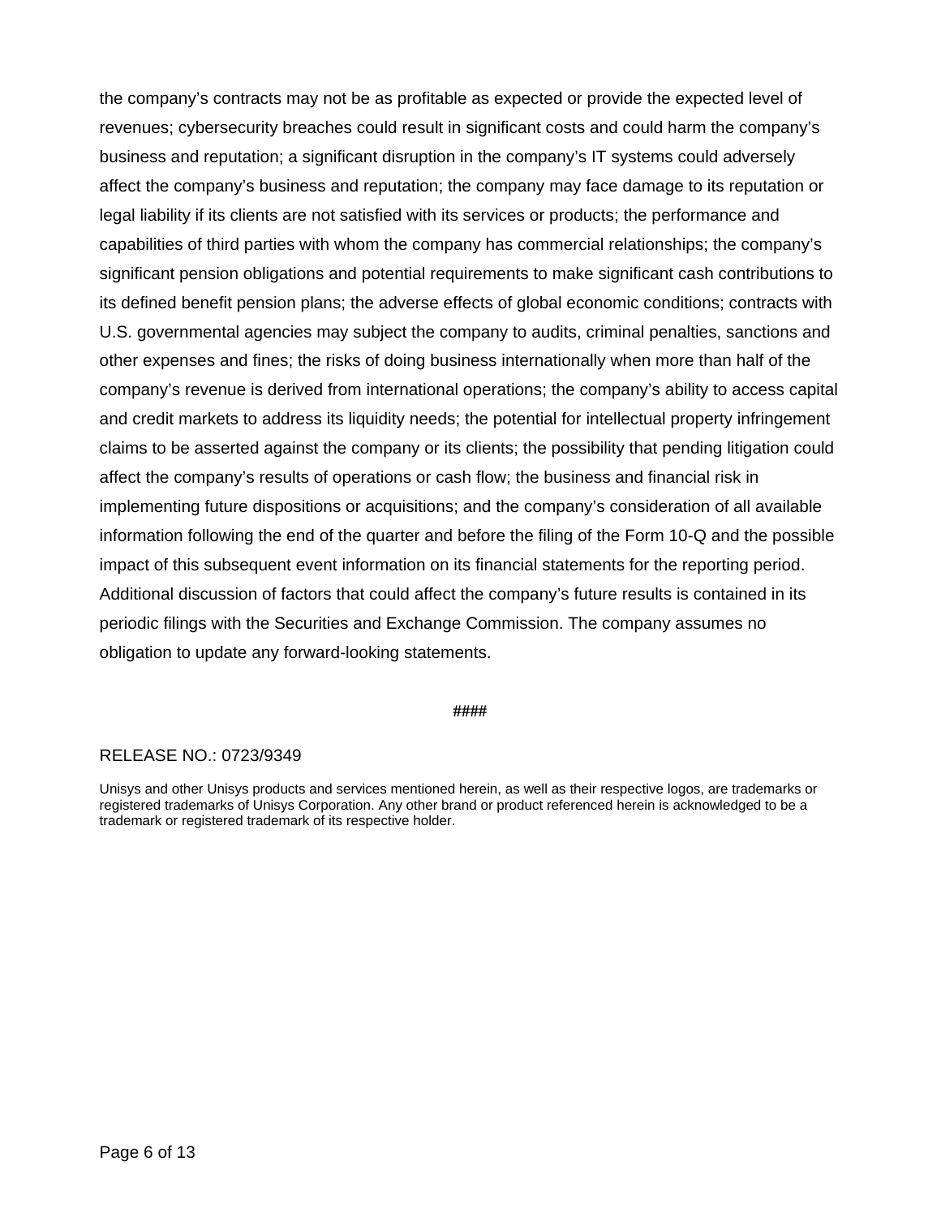the company's contracts may not be as profitable as expected or provide the expected level of revenues; cybersecurity breaches could result in significant costs and could harm the company's business and reputation; a significant disruption in the company's IT systems could adversely affect the company's business and reputation; the company may face damage to its reputation or legal liability if its clients are not satisfied with its services or products; the performance and capabilities of third parties with whom the company has commercial relationships; the company's significant pension obligations and potential requirements to make significant cash contributions to its defined benefit pension plans; the adverse effects of global economic conditions; contracts with U.S. governmental agencies may subject the company to audits, criminal penalties, sanctions and other expenses and fines; the risks of doing business internationally when more than half of the company's revenue is derived from international operations; the company's ability to access capital and credit markets to address its liquidity needs; the potential for intellectual property infringement claims to be asserted against the company or its clients; the possibility that pending litigation could affect the company's results of operations or cash flow; the business and financial risk in implementing future dispositions or acquisitions; and the company's consideration of all available information following the end of the quarter and before the filing of the Form 10-Q and the possible impact of this subsequent event information on its financial statements for the reporting period. Additional discussion of factors that could affect the company's future results is contained in its periodic filings with the Securities and Exchange Commission. The company assumes no obligation to update any forward-looking statements.

####

RELEASE NO.: 0723/9349

Unisys and other Unisys products and services mentioned herein, as well as their respective logos, are trademarks or registered trademarks of Unisys Corporation. Any other brand or product referenced herein is acknowledged to be a trademark or registered trademark of its respective holder.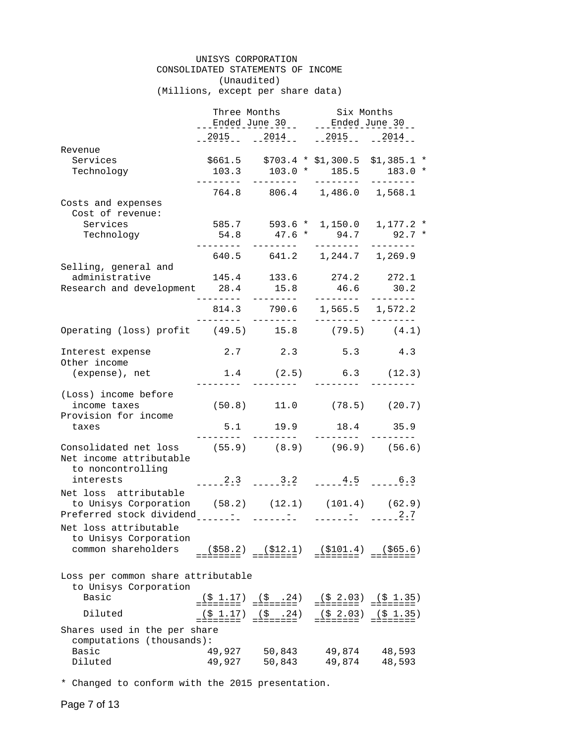# UNISYS CORPORATION

## CONSOLIDATED STATEMENTS OF INCOME

(Unaudited)

(Millions, except per share data)

| | Three Months Ended June 30 | | Six Months Ended June 30 | |
|---|---|---|---|---|
| | 2015 | 2014 | 2015 | 2014 |
| **Revenue** | | | | |
| Services | $661.5 | $703.4 * | $1,300.5 | $1,385.1 * |
| Technology | 103.3 | 103.0 * | 185.5 | 183.0 * |
| | 764.8 | 806.4 | 1,486.0 | 1,568.1 |
| **Costs and expenses** | | | | |
| Cost of revenue: | | | | |
| Services | 585.7 | 593.6 * | 1,150.0 | 1,177.2 * |
| Technology | 54.8 | 47.6 * | 94.7 | 92.7 * |
| | 640.5 | 641.2 | 1,244.7 | 1,269.9 |
| Selling, general and administrative | 145.4 | 133.6 | 274.2 | 272.1 |
| Research and development | 28.4 | 15.8 | 46.6 | 30.2 |
| | 814.3 | 790.6 | 1,565.5 | 1,572.2 |
| Operating (loss) profit | (49.5) | 15.8 | (79.5) | (4.1) |
| Interest expense | 2.7 | 2.3 | 5.3 | 4.3 |
| Other income (expense), net | 1.4 | (2.5) | 6.3 | (12.3) |
| (Loss) income before income taxes | (50.8) | 11.0 | (78.5) | (20.7) |
| Provision for income taxes | 5.1 | 19.9 | 18.4 | 35.9 |
| Consolidated net loss | (55.9) | (8.9) | (96.9) | (56.6) |
| Net income attributable to noncontrolling interests | 2.3 | 3.2 | 4.5 | 6.3 |
| Net loss attributable to Unisys Corporation | (58.2) | (12.1) | (101.4) | (62.9) |
| Preferred stock dividend | - | - | - | 2.7 |
| Net loss attributable to Unisys Corporation common shareholders | ($58.2) | ($12.1) | ($101.4) | ($65.6) |
| Loss per common share attributable to Unisys Corporation | | | | |
| Basic | ($ 1.17) | ($ .24) | ($ 2.03) | ($ 1.35) |
| Diluted | ($ 1.17) | ($ .24) | ($ 2.03) | ($ 1.35) |
| Shares used in the per share computations (thousands): | | | | |
| Basic | 49,927 | 50,843 | 49,874 | 48,593 |
| Diluted | 49,927 | 50,843 | 49,874 | 48,593 |

* Changed to conform with the 2015 presentation.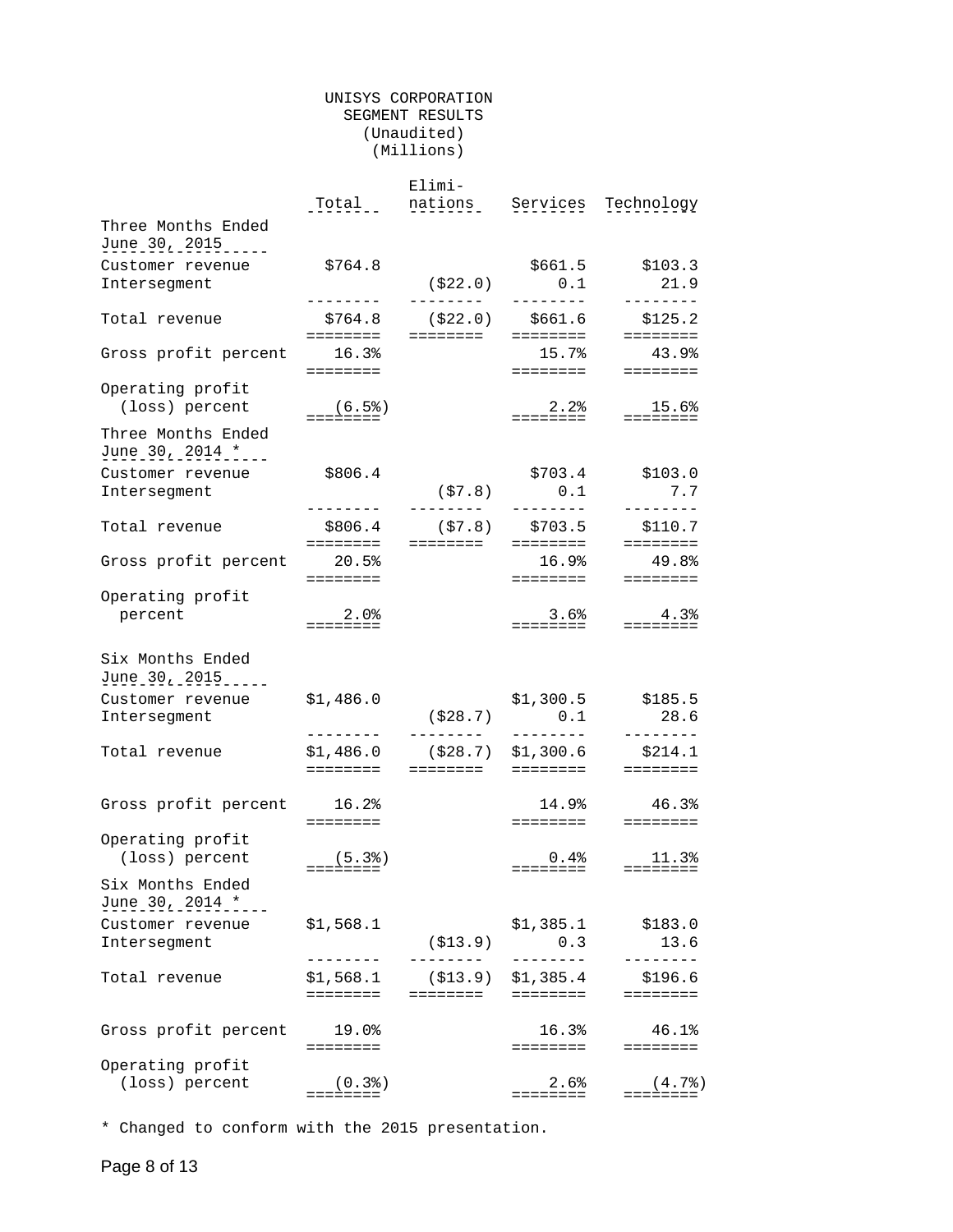# UNISYS CORPORATION
## SEGMENT RESULTS
(Unaudited)
(Millions)

| | Total | Eliminations | Services | Technology |
|---|---|---|---|---|
| **Three Months Ended June 30, 2015** | | | | |
| Customer revenue | $764.8 | | $661.5 | $103.3 |
| Intersegment | | ($22.0) | 0.1 | 21.9 |
| Total revenue | $764.8 | ($22.0) | $661.6 | $125.2 |
| Gross profit percent | 16.3% | | 15.7% | 43.9% |
| Operating profit (loss) percent | (6.5%) | | 2.2% | 15.6% |
| **Three Months Ended June 30, 2014 *** | | | | |
| Customer revenue | $806.4 | | $703.4 | $103.0 |
| Intersegment | | ($7.8) | 0.1 | 7.7 |
| Total revenue | $806.4 | ($7.8) | $703.5 | $110.7 |
| Gross profit percent | 20.5% | | 16.9% | 49.8% |
| Operating profit percent | 2.0% | | 3.6% | 4.3% |
| **Six Months Ended June 30, 2015** | | | | |
| Customer revenue | $1,486.0 | | $1,300.5 | $185.5 |
| Intersegment | | ($28.7) | 0.1 | 28.6 |
| Total revenue | $1,486.0 | ($28.7) | $1,300.6 | $214.1 |
| Gross profit percent | 16.2% | | 14.9% | 46.3% |
| Operating profit (loss) percent | (5.3%) | | 0.4% | 11.3% |
| **Six Months Ended June 30, 2014 *** | | | | |
| Customer revenue | $1,568.1 | | $1,385.1 | $183.0 |
| Intersegment | | ($13.9) | 0.3 | 13.6 |
| Total revenue | $1,568.1 | ($13.9) | $1,385.4 | $196.6 |
| Gross profit percent | 19.0% | | 16.3% | 46.1% |
| Operating profit (loss) percent | (0.3%) | | 2.6% | (4.7%) |

* Changed to conform with the 2015 presentation.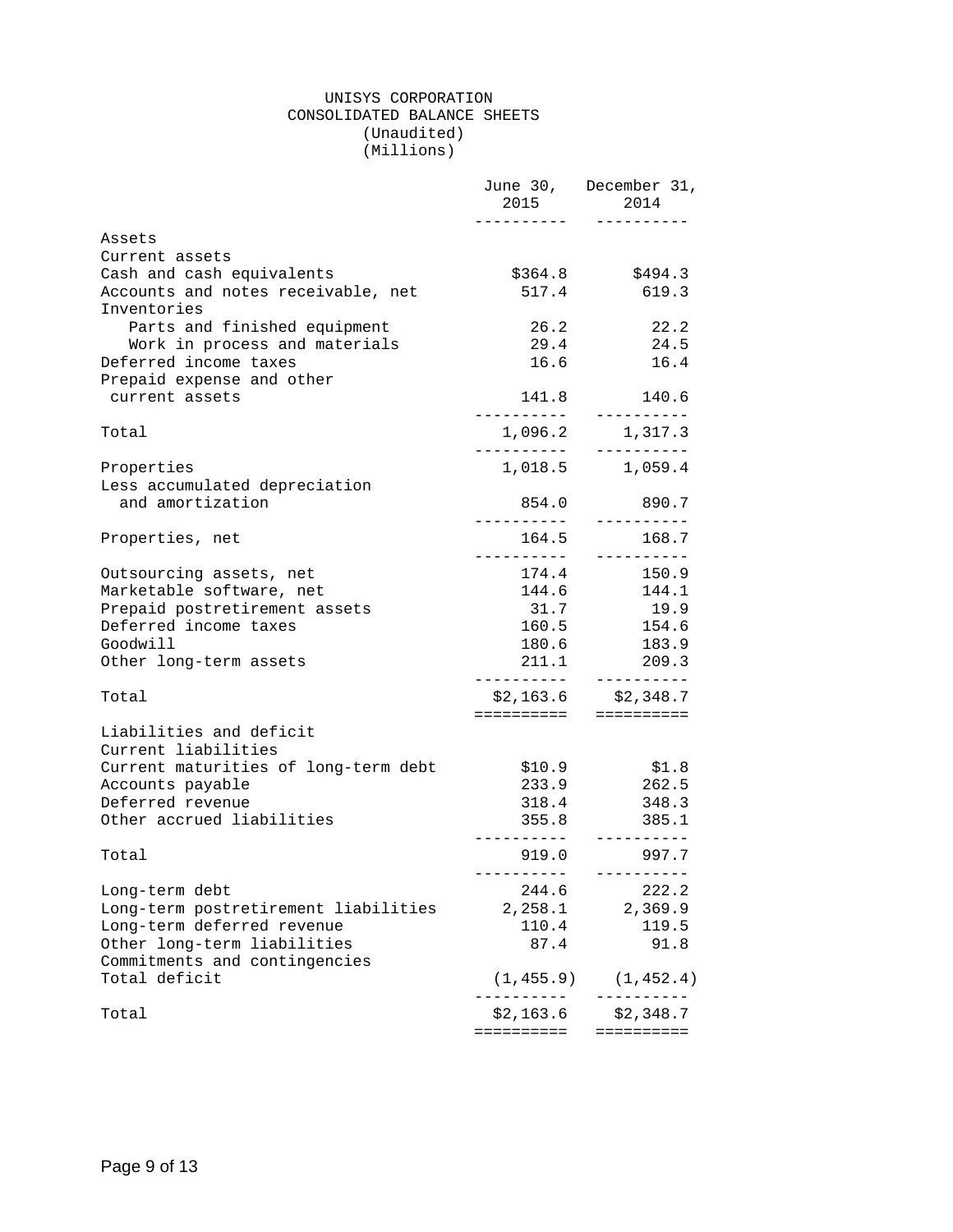# UNISYS CORPORATION
## CONSOLIDATED BALANCE SHEETS
(Unaudited)
(Millions)

| | June 30, 2015 | December 31, 2014 |
|---|---|---|
| Assets | | |
| Current assets | | |
| Cash and cash equivalents | $364.8 | $494.3 |
| Accounts and notes receivable, net | 517.4 | 619.3 |
| Inventories | | |
| Parts and finished equipment | 26.2 | 22.2 |
| Work in process and materials | 29.4 | 24.5 |
| Deferred income taxes | 16.6 | 16.4 |
| Prepaid expense and other current assets | 141.8 | 140.6 |
| Total | 1,096.2 | 1,317.3 |
| Properties | 1,018.5 | 1,059.4 |
| Less accumulated depreciation and amortization | 854.0 | 890.7 |
| Properties, net | 164.5 | 168.7 |
| Outsourcing assets, net | 174.4 | 150.9 |
| Marketable software, net | 144.6 | 144.1 |
| Prepaid postretirement assets | 31.7 | 19.9 |
| Deferred income taxes | 160.5 | 154.6 |
| Goodwill | 180.6 | 183.9 |
| Other long-term assets | 211.1 | 209.3 |
| Total | $2,163.6 | $2,348.7 |
| Liabilities and deficit | | |
| Current liabilities | | |
| Current maturities of long-term debt | $10.9 | $1.8 |
| Accounts payable | 233.9 | 262.5 |
| Deferred revenue | 318.4 | 348.3 |
| Other accrued liabilities | 355.8 | 385.1 |
| Total | 919.0 | 997.7 |
| Long-term debt | 244.6 | 222.2 |
| Long-term postretirement liabilities | 2,258.1 | 2,369.9 |
| Long-term deferred revenue | 110.4 | 119.5 |
| Other long-term liabilities | 87.4 | 91.8 |
| Commitments and contingencies | | |
| Total deficit | (1,455.9) | (1,452.4) |
| Total | $2,163.6 | $2,348.7 |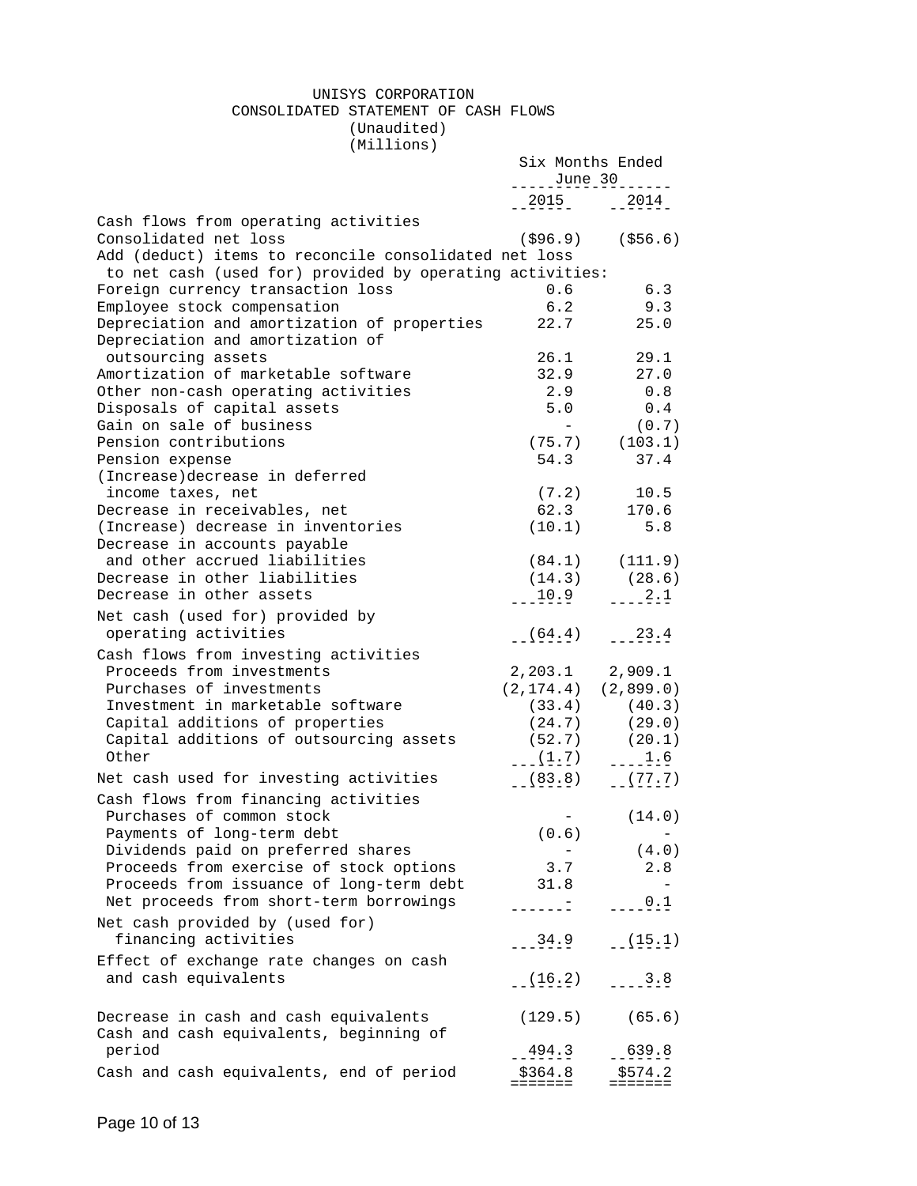# UNISYS CORPORATION
## CONSOLIDATED STATEMENT OF CASH FLOWS
(Unaudited)
(Millions)

| | Six Months Ended June 30 | |
|---|---|---|
| | 2015 | 2014 |
| Cash flows from operating activities | | |
| Consolidated net loss | ($96.9) | ($56.6) |
| Add (deduct) items to reconcile consolidated net loss to net cash (used for) provided by operating activities: | | |
| Foreign currency transaction loss | 0.6 | 6.3 |
| Employee stock compensation | 6.2 | 9.3 |
| Depreciation and amortization of properties | 22.7 | 25.0 |
| Depreciation and amortization of outsourcing assets | 26.1 | 29.1 |
| Amortization of marketable software | 32.9 | 27.0 |
| Other non-cash operating activities | 2.9 | 0.8 |
| Disposals of capital assets | 5.0 | 0.4 |
| Gain on sale of business | - | (0.7) |
| Pension contributions | (75.7) | (103.1) |
| Pension expense | 54.3 | 37.4 |
| (Increase)decrease in deferred income taxes, net | (7.2) | 10.5 |
| Decrease in receivables, net | 62.3 | 170.6 |
| (Increase) decrease in inventories | (10.1) | 5.8 |
| Decrease in accounts payable and other accrued liabilities | (84.1) | (111.9) |
| Decrease in other liabilities | (14.3) | (28.6) |
| Decrease in other assets | 10.9 | 2.1 |
| Net cash (used for) provided by operating activities | (64.4) | 23.4 |
| Cash flows from investing activities | | |
| Proceeds from investments | 2,203.1 | 2,909.1 |
| Purchases of investments | (2,174.4) | (2,899.0) |
| Investment in marketable software | (33.4) | (40.3) |
| Capital additions of properties | (24.7) | (29.0) |
| Capital additions of outsourcing assets | (52.7) | (20.1) |
| Other | (1.7) | 1.6 |
| Net cash used for investing activities | (83.8) | (77.7) |
| Cash flows from financing activities | | |
| Purchases of common stock | - | (14.0) |
| Payments of long-term debt | (0.6) | - |
| Dividends paid on preferred shares | - | (4.0) |
| Proceeds from exercise of stock options | 3.7 | 2.8 |
| Proceeds from issuance of long-term debt | 31.8 | - |
| Net proceeds from short-term borrowings | - | 0.1 |
| Net cash provided by (used for) financing activities | 34.9 | (15.1) |
| Effect of exchange rate changes on cash and cash equivalents | (16.2) | 3.8 |
| Decrease in cash and cash equivalents | (129.5) | (65.6) |
| Cash and cash equivalents, beginning of period | 494.3 | 639.8 |
| Cash and cash equivalents, end of period | $364.8 | $574.2 |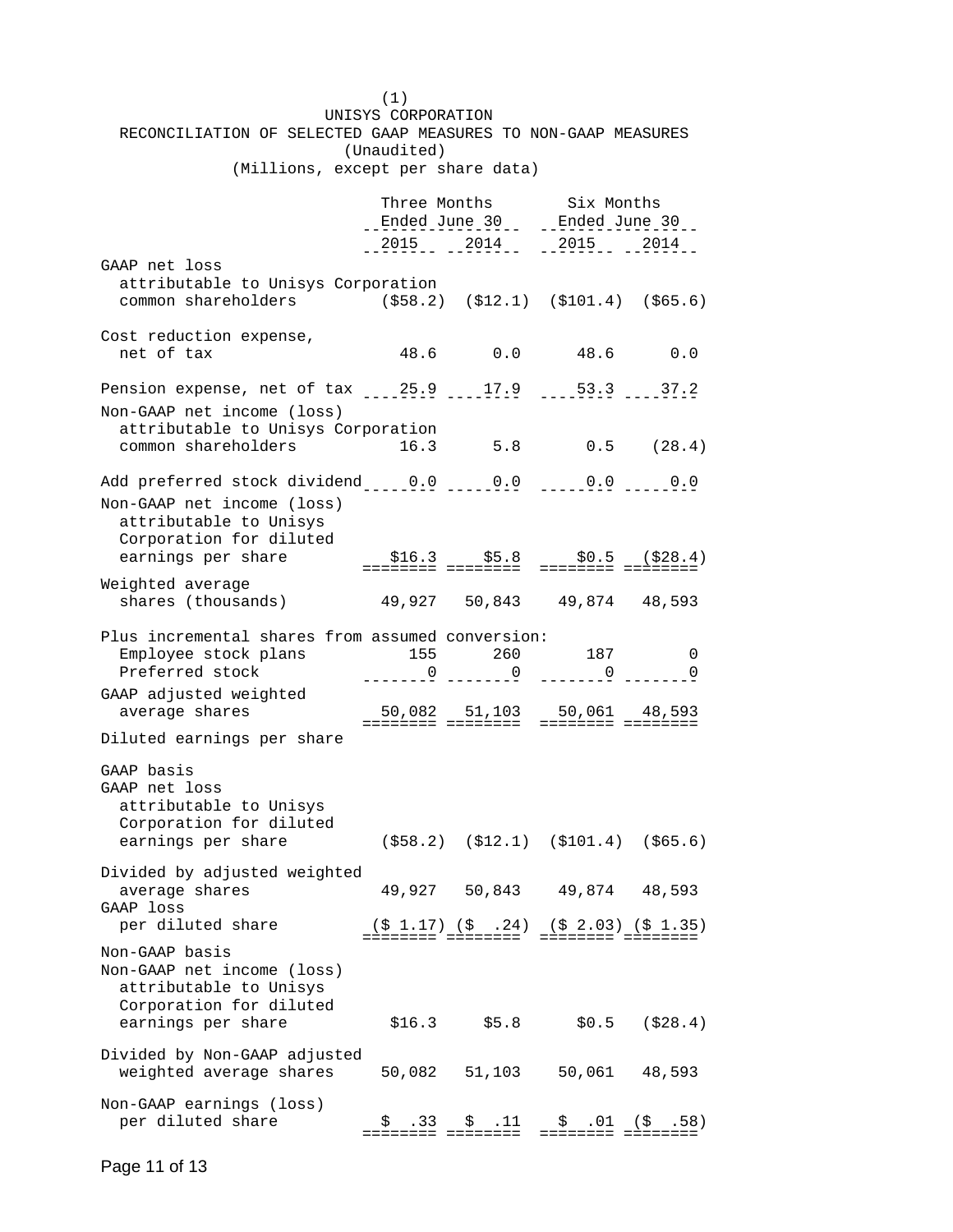(1)

UNISYS CORPORATION

RECONCILIATION OF SELECTED GAAP MEASURES TO NON-GAAP MEASURES

(Unaudited)

(Millions, except per share data)

| | Three Months Ended June 30 | | Six Months Ended June 30 | |
|---|---|---|---|---|
| | 2015 | 2014 | 2015 | 2014 |
| GAAP net loss attributable to Unisys Corporation common shareholders | ($58.2) | ($12.1) | ($101.4) | ($65.6) |
| Cost reduction expense, net of tax | 48.6 | 0.0 | 48.6 | 0.0 |
| Pension expense, net of tax | 25.9 | 17.9 | 53.3 | 37.2 |
| Non-GAAP net income (loss) attributable to Unisys Corporation common shareholders | 16.3 | 5.8 | 0.5 | (28.4) |
| Add preferred stock dividend | 0.0 | 0.0 | 0.0 | 0.0 |
| Non-GAAP net income (loss) attributable to Unisys Corporation for diluted earnings per share | $16.3 | $5.8 | $0.5 | ($28.4) |
| Weighted average shares (thousands) | 49,927 | 50,843 | 49,874 | 48,593 |
| Plus incremental shares from assumed conversion: | | | | |
| Employee stock plans | 155 | 260 | 187 | 0 |
| Preferred stock | 0 | 0 | 0 | 0 |
| GAAP adjusted weighted average shares | 50,082 | 51,103 | 50,061 | 48,593 |
| Diluted earnings per share | | | | |
| GAAP basis | | | | |
| GAAP net loss attributable to Unisys Corporation for diluted earnings per share | ($58.2) | ($12.1) | ($101.4) | ($65.6) |
| Divided by adjusted weighted average shares | 49,927 | 50,843 | 49,874 | 48,593 |
| GAAP loss per diluted share | ($ 1.17) | ($ .24) | ($ 2.03) | ($ 1.35) |
| Non-GAAP basis | | | | |
| Non-GAAP net income (loss) attributable to Unisys Corporation for diluted earnings per share | $16.3 | $5.8 | $0.5 | ($28.4) |
| Divided by Non-GAAP adjusted weighted average shares | 50,082 | 51,103 | 50,061 | 48,593 |
| Non-GAAP earnings (loss) per diluted share | $ .33 | $ .11 | $ .01 | ($ .58) |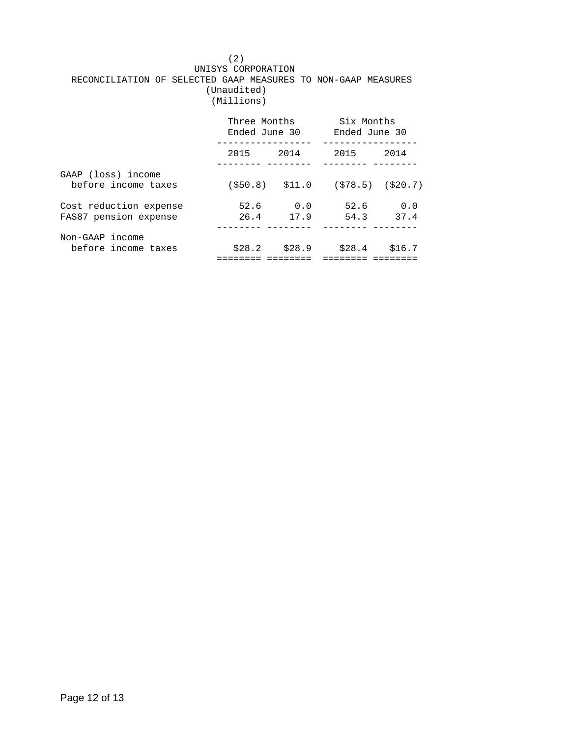(2)

UNISYS CORPORATION

RECONCILIATION OF SELECTED GAAP MEASURES TO NON-GAAP MEASURES

(Unaudited)

(Millions)

| | Three Months Ended June 30 | | Six Months Ended June 30 | |
|---|---|---|---|---|
| | 2015 | 2014 | 2015 | 2014 |
| GAAP (loss) income before income taxes | ($50.8) | $11.0 | ($78.5) | ($20.7) |
| Cost reduction expense | 52.6 | 0.0 | 52.6 | 0.0 |
| FAS87 pension expense | 26.4 | 17.9 | 54.3 | 37.4 |
| Non-GAAP income before income taxes | $28.2 | $28.9 | $28.4 | $16.7 |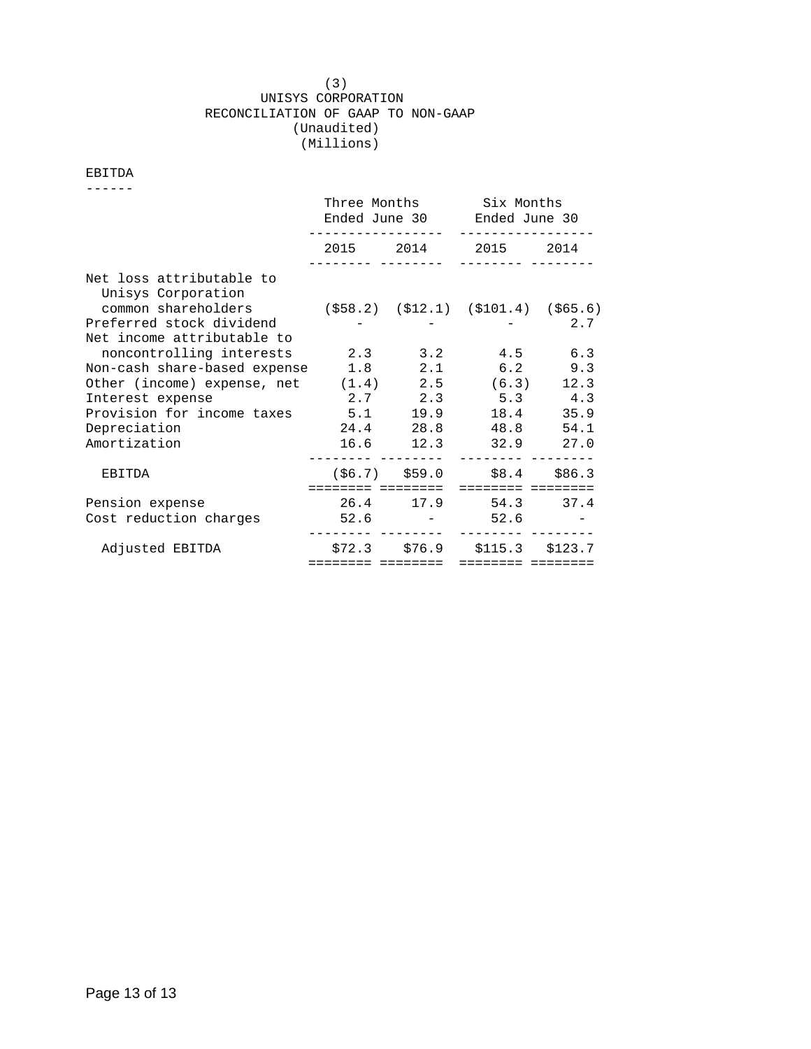(3)

UNISYS CORPORATION

RECONCILIATION OF GAAP TO NON-GAAP

(Unaudited)

(Millions)

EBITDA

| | Three Months Ended June 30 | | Six Months Ended June 30 | |
|---|---|---|---|---|
| | 2015 | 2014 | 2015 | 2014 |
| Net loss attributable to Unisys Corporation common shareholders | ($58.2) | ($12.1) | ($101.4) | ($65.6) |
| Preferred stock dividend | - | - | - | 2.7 |
| Net income attributable to noncontrolling interests | 2.3 | 3.2 | 4.5 | 6.3 |
| Non-cash share-based expense | 1.8 | 2.1 | 6.2 | 9.3 |
| Other (income) expense, net | (1.4) | 2.5 | (6.3) | 12.3 |
| Interest expense | 2.7 | 2.3 | 5.3 | 4.3 |
| Provision for income taxes | 5.1 | 19.9 | 18.4 | 35.9 |
| Depreciation | 24.4 | 28.8 | 48.8 | 54.1 |
| Amortization | 16.6 | 12.3 | 32.9 | 27.0 |
| EBITDA | ($6.7) | $59.0 | $8.4 | $86.3 |
| Pension expense | 26.4 | 17.9 | 54.3 | 37.4 |
| Cost reduction charges | 52.6 | - | 52.6 | - |
| Adjusted EBITDA | $72.3 | $76.9 | $115.3 | $123.7 |